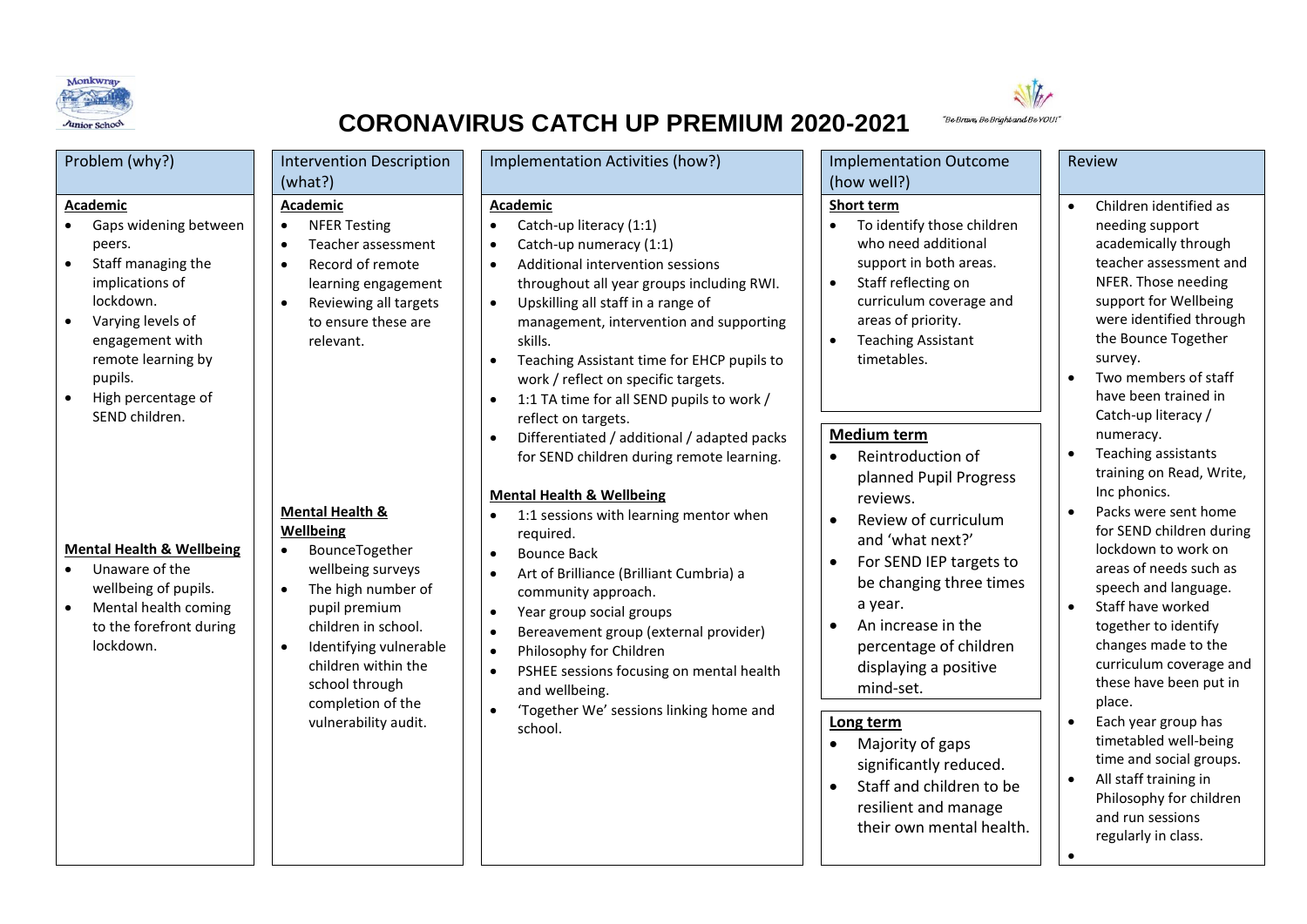# CORONAVIRUS CATCH UP PREMIUM 2020-2021

| Problem (why?) | Intervention Description (what?) | Implementation Activities (how?) | Implementation Outcome (how well?) | Review |
|---|---|---|---|---|
| **Academic**<br>• Gaps widening between peers.<br>• Staff managing the implications of lockdown.<br>• Varying levels of engagement with remote learning by pupils.<br>• High percentage of SEND children.<br><br>**Mental Health & Wellbeing**<br>• Unaware of the wellbeing of pupils.<br>• Mental health coming to the forefront during lockdown. | **Academic**<br>• NFER Testing<br>• Teacher assessment<br>• Record of remote learning engagement<br>• Reviewing all targets to ensure these are relevant.<br><br>**Mental Health & Wellbeing**<br>• BounceTogether wellbeing surveys<br>• The high number of pupil premium children in school.<br>• Identifying vulnerable children within the school through completion of the vulnerability audit. | **Academic**<br>• Catch-up literacy (1:1)<br>• Catch-up numeracy (1:1)<br>• Additional intervention sessions throughout all year groups including RWI.<br>• Upskilling all staff in a range of management, intervention and supporting skills.<br>• Teaching Assistant time for EHCP pupils to work / reflect on specific targets.<br>• 1:1 TA time for all SEND pupils to work / reflect on targets.<br>• Differentiated / additional / adapted packs for SEND children during remote learning.<br><br>**Mental Health & Wellbeing**<br>• 1:1 sessions with learning mentor when required.<br>• Bounce Back<br>• Art of Brilliance (Brilliant Cumbria) a community approach.<br>• Year group social groups<br>• Bereavement group (external provider)<br>• Philosophy for Children<br>• PSHEE sessions focusing on mental health and wellbeing.<br>• 'Together We' sessions linking home and school. | **Short term**<br>• To identify those children who need additional support in both areas.<br>• Staff reflecting on curriculum coverage and areas of priority.<br>• Teaching Assistant timetables.<br><br>**Medium term**<br>• Reintroduction of planned Pupil Progress reviews.<br>• Review of curriculum and 'what next?'<br>• For SEND IEP targets to be changing three times a year.<br>• An increase in the percentage of children displaying a positive mind-set.<br><br>**Long term**<br>• Majority of gaps significantly reduced.<br>• Staff and children to be resilient and manage their own mental health. | • Children identified as needing support academically through teacher assessment and NFER. Those needing support for Wellbeing were identified through the Bounce Together survey.<br>• Two members of staff have been trained in Catch-up literacy / numeracy.<br>• Teaching assistants training on Read, Write, Inc phonics.<br>• Packs were sent home for SEND children during lockdown to work on areas of needs such as speech and language.<br>• Staff have worked together to identify changes made to the curriculum coverage and these have been put in place.<br>• Each year group has timetabled well-being time and social groups.<br>• All staff training in Philosophy for children and run sessions regularly in class.<br>• |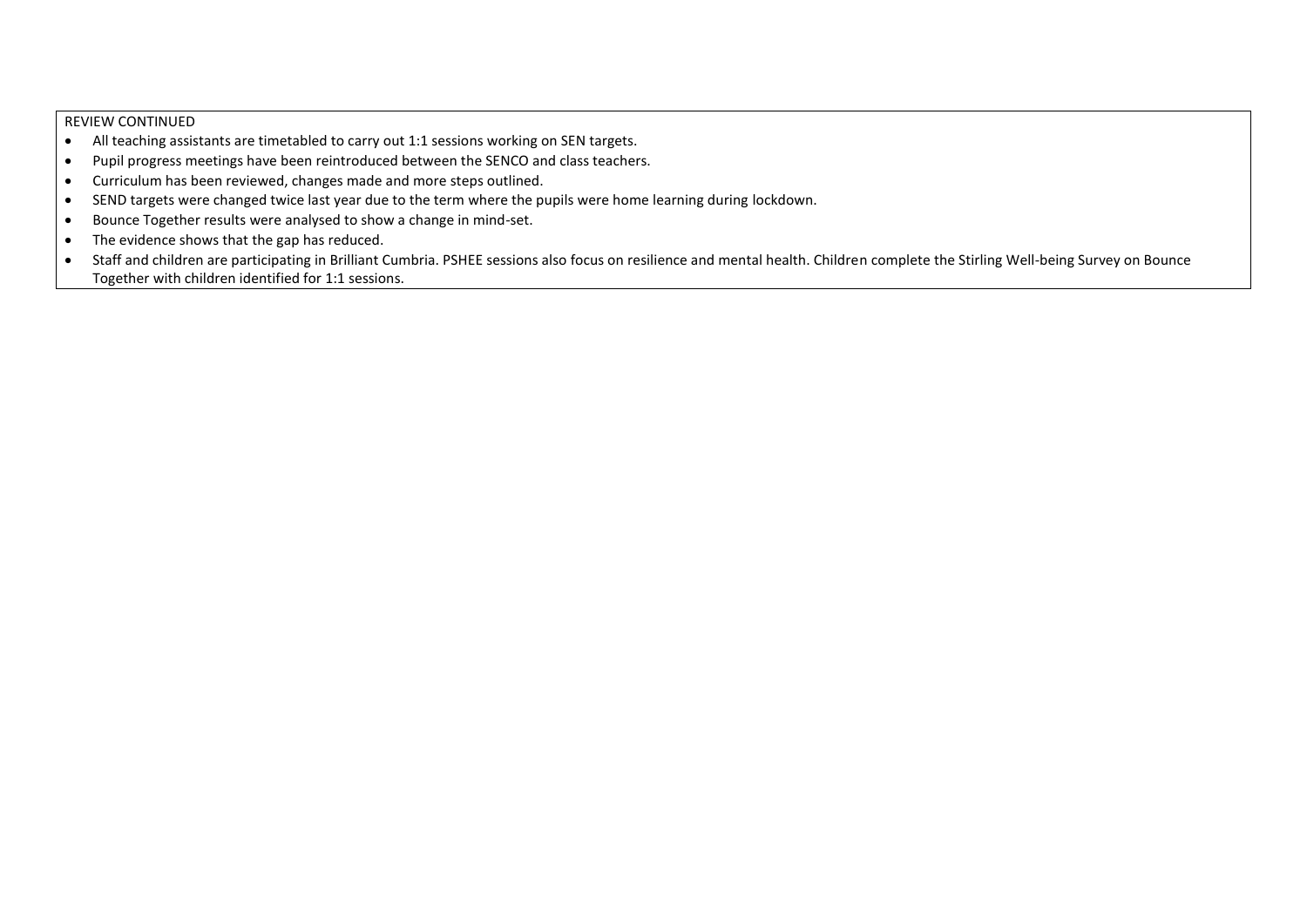REVIEW CONTINUED

- All teaching assistants are timetabled to carry out 1:1 sessions working on SEN targets.
- Pupil progress meetings have been reintroduced between the SENCO and class teachers.
- Curriculum has been reviewed, changes made and more steps outlined.
- SEND targets were changed twice last year due to the term where the pupils were home learning during lockdown.
- Bounce Together results were analysed to show a change in mind-set.
- The evidence shows that the gap has reduced.
- Staff and children are participating in Brilliant Cumbria. PSHEE sessions also focus on resilience and mental health. Children complete the Stirling Well-being Survey on Bounce Together with children identified for 1:1 sessions.